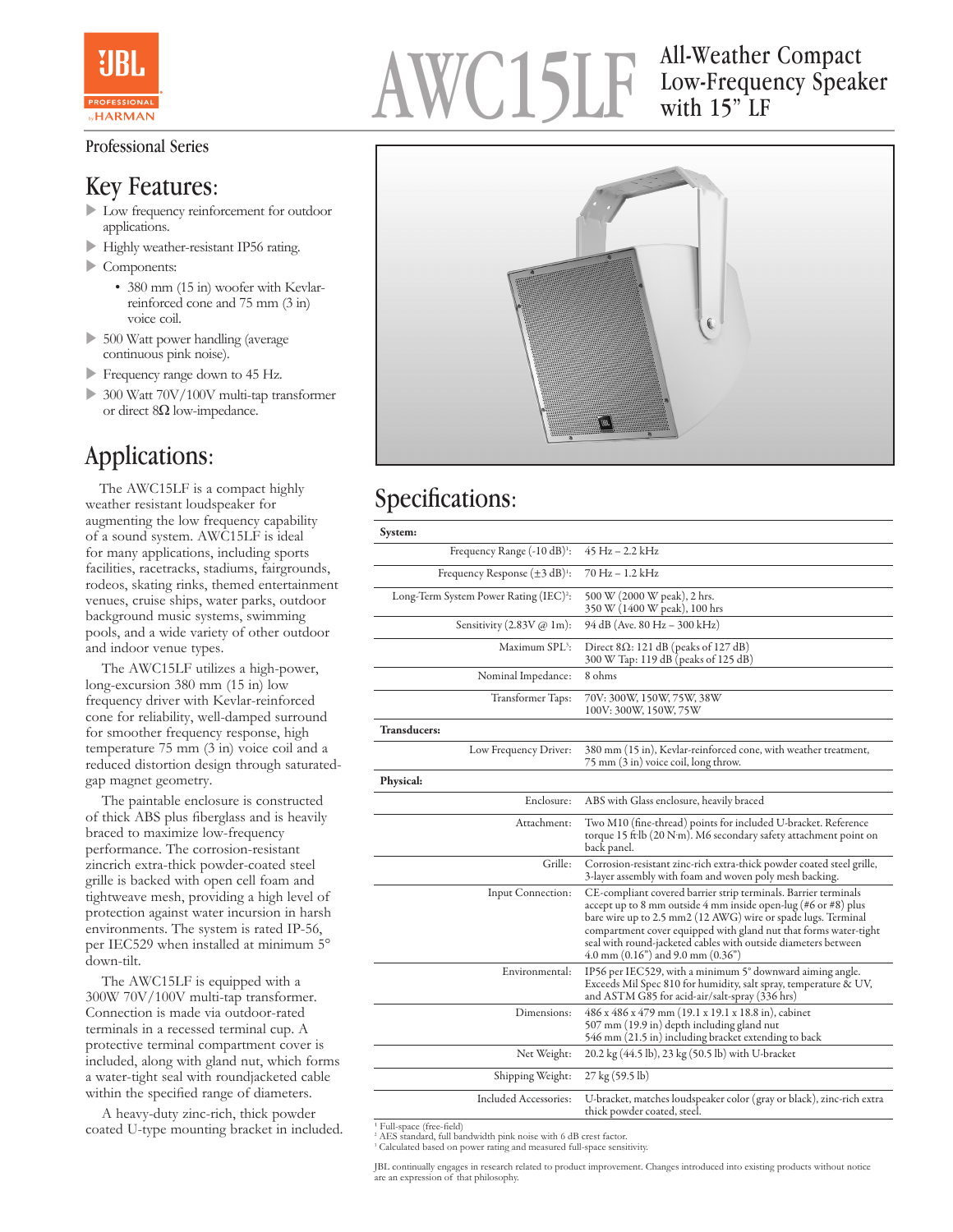# AWC15LF

## All-Weather Compact Low-Frequency Speaker with 15" LF

Professional Series

## Key Features:

- Low frequency reinforcement for outdoor applications.
- Highly weather-resistant IP56 rating.
- Components:
  - 380 mm (15 in) woofer with Kevlar-reinforced cone and 75 mm (3 in) voice coil.
- 500 Watt power handling (average continuous pink noise).
- Frequency range down to 45 Hz.
- 300 Watt 70V/100V multi-tap transformer or direct 8Ω low-impedance.

## Applications:

The AWC15LF is a compact highly weather resistant loudspeaker for augmenting the low frequency capability of a sound system. AWC15LF is ideal for many applications, including sports facilities, racetracks, stadiums, fairgrounds, rodeos, skating rinks, themed entertainment venues, cruise ships, water parks, outdoor background music systems, swimming pools, and a wide variety of other outdoor and indoor venue types.

The AWC15LF utilizes a high-power, long-excursion 380 mm (15 in) low frequency driver with Kevlar-reinforced cone for reliability, well-damped surround for smoother frequency response, high temperature 75 mm (3 in) voice coil and a reduced distortion design through saturated-gap magnet geometry.

The paintable enclosure is constructed of thick ABS plus fiberglass and is heavily braced to maximize low-frequency performance. The corrosion-resistant zincrich extra-thick powder-coated steel grille is backed with open cell foam and tightweave mesh, providing a high level of protection against water incursion in harsh environments. The system is rated IP-56, per IEC529 when installed at minimum 5° down-tilt.

The AWC15LF is equipped with a 300W 70V/100V multi-tap transformer. Connection is made via outdoor-rated terminals in a recessed terminal cup. A protective terminal compartment cover is included, along with gland nut, which forms a water-tight seal with roundjacketed cable within the specified range of diameters.

A heavy-duty zinc-rich, thick powder coated U-type mounting bracket in included.

## Specifications:

| **System:** | |
|---|---|
| Frequency Range (-10 dB)[1]: | 45 Hz – 2.2 kHz |
| Frequency Response (±3 dB)[1]: | 70 Hz – 1.2 kHz |
| Long-Term System Power Rating (IEC)[2]: | 500 W (2000 W peak), 2 hrs.<br>350 W (1400 W peak), 100 hrs |
| Sensitivity (2.83V @ 1m): | 94 dB (Ave. 80 Hz – 300 kHz) |
| Maximum SPL[3]: | Direct 8Ω: 121 dB (peaks of 127 dB)<br>300 W Tap: 119 dB (peaks of 125 dB) |
| Nominal Impedance: | 8 ohms |
| Transformer Taps: | 70V: 300W, 150W, 75W, 38W<br>100V: 300W, 150W, 75W |
| **Transducers:** | |
| Low Frequency Driver: | 380 mm (15 in), Kevlar-reinforced cone, with weather treatment, 75 mm (3 in) voice coil, long throw. |
| **Physical:** | |
| Enclosure: | ABS with Glass enclosure, heavily braced |
| Attachment: | Two M10 (fine-thread) points for included U-bracket. Reference torque 15 ft·lb (20 N·m). M6 secondary safety attachment point on back panel. |
| Grille: | Corrosion-resistant zinc-rich extra-thick powder coated steel grille, 3-layer assembly with foam and woven poly mesh backing. |
| Input Connection: | CE-compliant covered barrier strip terminals. Barrier terminals accept up to 8 mm outside 4 mm inside open-lug (#6 or #8) plus bare wire up to 2.5 mm2 (12 AWG) wire or spade lugs. Terminal compartment cover equipped with gland nut that forms water-tight seal with round-jacketed cables with outside diameters between 4.0 mm (0.16") and 9.0 mm (0.36") |
| Environmental: | IP56 per IEC529, with a minimum 5° downward aiming angle. Exceeds Mil Spec 810 for humidity, salt spray, temperature & UV, and ASTM G85 for acid-air/salt-spray (336 hrs) |
| Dimensions: | 486 x 486 x 479 mm (19.1 x 19.1 x 18.8 in), cabinet<br>507 mm (19.9 in) depth including gland nut<br>546 mm (21.5 in) including bracket extending to back |
| Net Weight: | 20.2 kg (44.5 lb), 23 kg (50.5 lb) with U-bracket |
| Shipping Weight: | 27 kg (59.5 lb) |
| Included Accessories: | U-bracket, matches loudspeaker color (gray or black), zinc-rich extra thick powder coated, steel. |

[1] Full-space (free-field)
[2] AES standard, full bandwidth pink noise with 6 dB crest factor.
[3] Calculated based on power rating and measured full-space sensitivity.

JBL continually engages in research related to product improvement. Changes introduced into existing products without notice are an expression of that philosophy.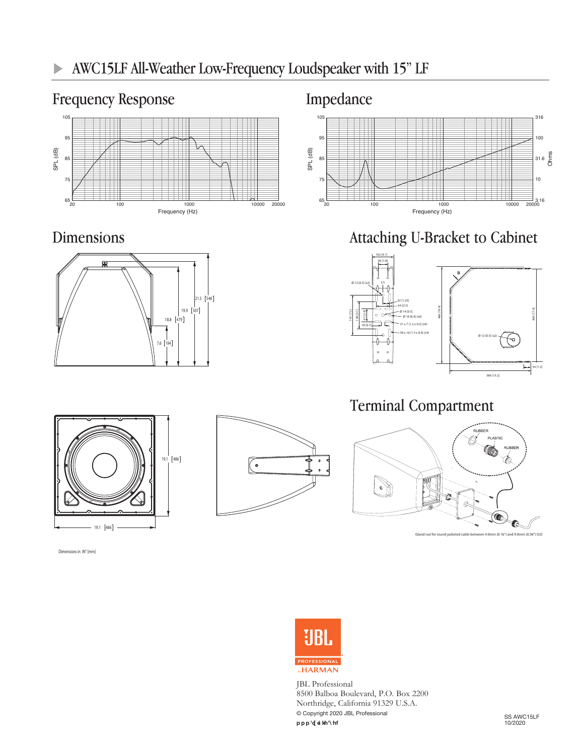# AWC15LF All-Weather Low-Frequency Loudspeaker with 15" LF

## Frequency Response

105
95
85
75
65
SPL (dB)
20 100 1000 10000 20000
Frequency (Hz)

## Impedance

105
95
85
75
65
SPL (dB)
316
100
31.6
10
3.16
Ohms
20 100 1000 10000 20000
Frequency (Hz)

## Dimensions

21.5 [546]
19.9 [507]
18.8 [479]
7.6 [194]

19.1 [486]
19.1 [486]

Dimensions in IN" [mm]

## Attaching U-Bracket to Cabinet

103 [4.1]
46 [1.8]
Ø 12 [0.5] (x2)
C/L
32 [1.25]
64 [2.5]
Ø 14 [0.5]
Ø 10 [0.4] (x6)
31 x 7 [1.2 x 0.3] (x4)
38 x 10 [1.5 x 0.4] (x4)
191 [7.5]
130 [5.1]
61 [2.4]
18 [0.7]
B
466 [18.4]
443 [17.4]
Ø 12 [0.5] (x2)
34 [1.3]
386 [15.2]

## Terminal Compartment

RUBBER
PLASTIC
RUBBER

Gland nut for round jacketed cable between 4.0mm (0.16") and 9.0mm (0.36") O.D.

JBL Professional
8500 Balboa Boulevard, P.O. Box 2200
Northridge, California 91329 U.S.A.
© Copyright 2020 JBL Professional

SS AWC15LF
10/2020